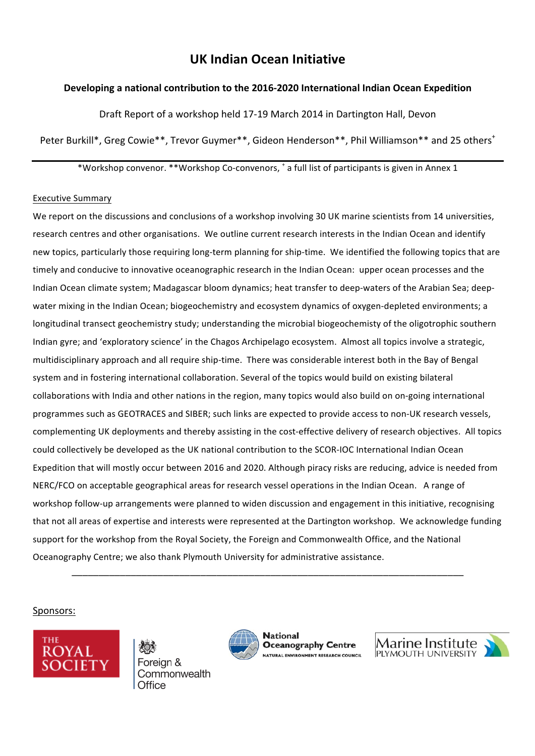# UK Indian Ocean Initiative

## Developing a national contribution to the 2016-2020 International Indian Ocean Expedition

Draft Report of a workshop held 17-19 March 2014 in Dartington Hall, Devon

Peter Burkill*, Greg Cowie**, Trevor Guymer**, Gideon Henderson**, Phil Williamson** and 25 others[+]

*Workshop convenor. **Workshop Co-convenors, [+] a full list of participants is given in Annex 1

Executive Summary

We report on the discussions and conclusions of a workshop involving 30 UK marine scientists from 14 universities, research centres and other organisations. We outline current research interests in the Indian Ocean and identify new topics, particularly those requiring long-term planning for ship-time. We identified the following topics that are timely and conducive to innovative oceanographic research in the Indian Ocean: upper ocean processes and the Indian Ocean climate system; Madagascar bloom dynamics; heat transfer to deep-waters of the Arabian Sea; deep-water mixing in the Indian Ocean; biogeochemistry and ecosystem dynamics of oxygen-depleted environments; a longitudinal transect geochemistry study; understanding the microbial biogeochemistry of the oligotrophic southern Indian gyre; and 'exploratory science' in the Chagos Archipelago ecosystem. Almost all topics involve a strategic, multidisciplinary approach and all require ship-time. There was considerable interest both in the Bay of Bengal system and in fostering international collaboration. Several of the topics would build on existing bilateral collaborations with India and other nations in the region, many topics would also build on on-going international programmes such as GEOTRACES and SIBER; such links are expected to provide access to non-UK research vessels, complementing UK deployments and thereby assisting in the cost-effective delivery of research objectives. All topics could collectively be developed as the UK national contribution to the SCOR-IOC International Indian Ocean Expedition that will mostly occur between 2016 and 2020. Although piracy risks are reducing, advice is needed from NERC/FCO on acceptable geographical areas for research vessel operations in the Indian Ocean. A range of workshop follow-up arrangements were planned to widen discussion and engagement in this initiative, recognising that not all areas of expertise and interests were represented at the Dartington workshop. We acknowledge funding support for the workshop from the Royal Society, the Foreign and Commonwealth Office, and the National Oceanography Centre; we also thank Plymouth University for administrative assistance.

---

Sponsors:

The Royal Society | Foreign & Commonwealth Office | National Oceanography Centre, Natural Environment Research Council | Marine Institute, Plymouth University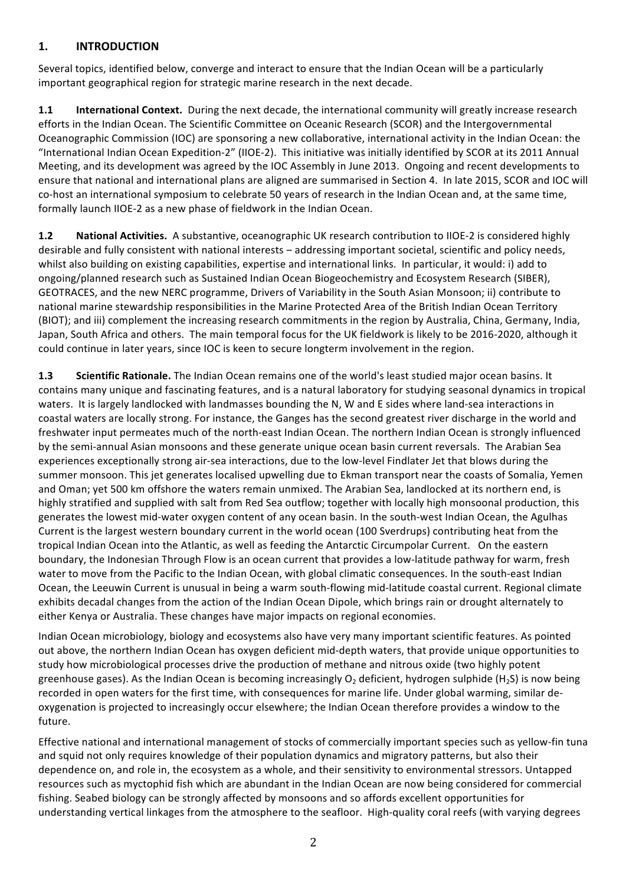## 1. INTRODUCTION

Several topics, identified below, converge and interact to ensure that the Indian Ocean will be a particularly important geographical region for strategic marine research in the next decade.

**1.1 International Context.** During the next decade, the international community will greatly increase research efforts in the Indian Ocean. The Scientific Committee on Oceanic Research (SCOR) and the Intergovernmental Oceanographic Commission (IOC) are sponsoring a new collaborative, international activity in the Indian Ocean: the "International Indian Ocean Expedition-2" (IIOE-2). This initiative was initially identified by SCOR at its 2011 Annual Meeting, and its development was agreed by the IOC Assembly in June 2013. Ongoing and recent developments to ensure that national and international plans are aligned are summarised in Section 4. In late 2015, SCOR and IOC will co-host an international symposium to celebrate 50 years of research in the Indian Ocean and, at the same time, formally launch IIOE-2 as a new phase of fieldwork in the Indian Ocean.

**1.2 National Activities.** A substantive, oceanographic UK research contribution to IIOE-2 is considered highly desirable and fully consistent with national interests – addressing important societal, scientific and policy needs, whilst also building on existing capabilities, expertise and international links. In particular, it would: i) add to ongoing/planned research such as Sustained Indian Ocean Biogeochemistry and Ecosystem Research (SIBER), GEOTRACES, and the new NERC programme, Drivers of Variability in the South Asian Monsoon; ii) contribute to national marine stewardship responsibilities in the Marine Protected Area of the British Indian Ocean Territory (BIOT); and iii) complement the increasing research commitments in the region by Australia, China, Germany, India, Japan, South Africa and others. The main temporal focus for the UK fieldwork is likely to be 2016-2020, although it could continue in later years, since IOC is keen to secure longterm involvement in the region.

**1.3 Scientific Rationale.** The Indian Ocean remains one of the world's least studied major ocean basins. It contains many unique and fascinating features, and is a natural laboratory for studying seasonal dynamics in tropical waters. It is largely landlocked with landmasses bounding the N, W and E sides where land-sea interactions in coastal waters are locally strong. For instance, the Ganges has the second greatest river discharge in the world and freshwater input permeates much of the north-east Indian Ocean. The northern Indian Ocean is strongly influenced by the semi-annual Asian monsoons and these generate unique ocean basin current reversals. The Arabian Sea experiences exceptionally strong air-sea interactions, due to the low-level Findlater Jet that blows during the summer monsoon. This jet generates localised upwelling due to Ekman transport near the coasts of Somalia, Yemen and Oman; yet 500 km offshore the waters remain unmixed. The Arabian Sea, landlocked at its northern end, is highly stratified and supplied with salt from Red Sea outflow; together with locally high monsoonal production, this generates the lowest mid-water oxygen content of any ocean basin. In the south-west Indian Ocean, the Agulhas Current is the largest western boundary current in the world ocean (100 Sverdrups) contributing heat from the tropical Indian Ocean into the Atlantic, as well as feeding the Antarctic Circumpolar Current. On the eastern boundary, the Indonesian Through Flow is an ocean current that provides a low-latitude pathway for warm, fresh water to move from the Pacific to the Indian Ocean, with global climatic consequences. In the south-east Indian Ocean, the Leeuwin Current is unusual in being a warm south-flowing mid-latitude coastal current. Regional climate exhibits decadal changes from the action of the Indian Ocean Dipole, which brings rain or drought alternately to either Kenya or Australia. These changes have major impacts on regional economies.

Indian Ocean microbiology, biology and ecosystems also have very many important scientific features. As pointed out above, the northern Indian Ocean has oxygen deficient mid-depth waters, that provide unique opportunities to study how microbiological processes drive the production of methane and nitrous oxide (two highly potent greenhouse gases). As the Indian Ocean is becoming increasingly $O_2$ deficient, hydrogen sulphide ($H_2S$) is now being recorded in open waters for the first time, with consequences for marine life. Under global warming, similar de-oxygenation is projected to increasingly occur elsewhere; the Indian Ocean therefore provides a window to the future.

Effective national and international management of stocks of commercially important species such as yellow-fin tuna and squid not only requires knowledge of their population dynamics and migratory patterns, but also their dependence on, and role in, the ecosystem as a whole, and their sensitivity to environmental stressors. Untapped resources such as myctophid fish which are abundant in the Indian Ocean are now being considered for commercial fishing. Seabed biology can be strongly affected by monsoons and so affords excellent opportunities for understanding vertical linkages from the atmosphere to the seafloor. High-quality coral reefs (with varying degrees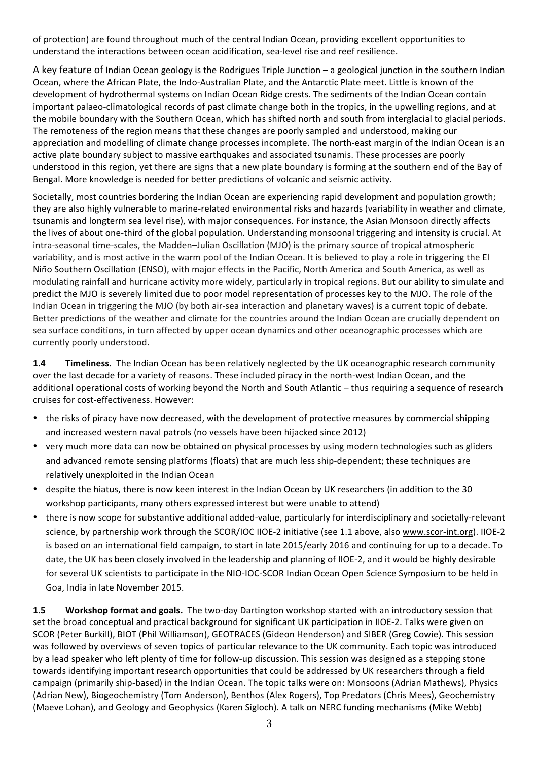of protection) are found throughout much of the central Indian Ocean, providing excellent opportunities to understand the interactions between ocean acidification, sea-level rise and reef resilience.

A key feature of Indian Ocean geology is the Rodrigues Triple Junction – a geological junction in the southern Indian Ocean, where the African Plate, the Indo-Australian Plate, and the Antarctic Plate meet. Little is known of the development of hydrothermal systems on Indian Ocean Ridge crests. The sediments of the Indian Ocean contain important palaeo-climatological records of past climate change both in the tropics, in the upwelling regions, and at the mobile boundary with the Southern Ocean, which has shifted north and south from interglacial to glacial periods. The remoteness of the region means that these changes are poorly sampled and understood, making our appreciation and modelling of climate change processes incomplete. The north-east margin of the Indian Ocean is an active plate boundary subject to massive earthquakes and associated tsunamis. These processes are poorly understood in this region, yet there are signs that a new plate boundary is forming at the southern end of the Bay of Bengal. More knowledge is needed for better predictions of volcanic and seismic activity.

Societally, most countries bordering the Indian Ocean are experiencing rapid development and population growth; they are also highly vulnerable to marine-related environmental risks and hazards (variability in weather and climate, tsunamis and longterm sea level rise), with major consequences. For instance, the Asian Monsoon directly affects the lives of about one-third of the global population. Understanding monsoonal triggering and intensity is crucial. At intra-seasonal time-scales, the Madden–Julian Oscillation (MJO) is the primary source of tropical atmospheric variability, and is most active in the warm pool of the Indian Ocean. It is believed to play a role in triggering the El Niño Southern Oscillation (ENSO), with major effects in the Pacific, North America and South America, as well as modulating rainfall and hurricane activity more widely, particularly in tropical regions. But our ability to simulate and predict the MJO is severely limited due to poor model representation of processes key to the MJO. The role of the Indian Ocean in triggering the MJO (by both air-sea interaction and planetary waves) is a current topic of debate. Better predictions of the weather and climate for the countries around the Indian Ocean are crucially dependent on sea surface conditions, in turn affected by upper ocean dynamics and other oceanographic processes which are currently poorly understood.

**1.4 Timeliness.** The Indian Ocean has been relatively neglected by the UK oceanographic research community over the last decade for a variety of reasons. These included piracy in the north-west Indian Ocean, and the additional operational costs of working beyond the North and South Atlantic – thus requiring a sequence of research cruises for cost-effectiveness. However:

- the risks of piracy have now decreased, with the development of protective measures by commercial shipping and increased western naval patrols (no vessels have been hijacked since 2012)
- very much more data can now be obtained on physical processes by using modern technologies such as gliders and advanced remote sensing platforms (floats) that are much less ship-dependent; these techniques are relatively unexploited in the Indian Ocean
- despite the hiatus, there is now keen interest in the Indian Ocean by UK researchers (in addition to the 30 workshop participants, many others expressed interest but were unable to attend)
- there is now scope for substantive additional added-value, particularly for interdisciplinary and societally-relevant science, by partnership work through the SCOR/IOC IIOE-2 initiative (see 1.1 above, also www.scor-int.org). IIOE-2 is based on an international field campaign, to start in late 2015/early 2016 and continuing for up to a decade. To date, the UK has been closely involved in the leadership and planning of IIOE-2, and it would be highly desirable for several UK scientists to participate in the NIO-IOC-SCOR Indian Ocean Open Science Symposium to be held in Goa, India in late November 2015.

**1.5 Workshop format and goals.** The two-day Dartington workshop started with an introductory session that set the broad conceptual and practical background for significant UK participation in IIOE-2. Talks were given on SCOR (Peter Burkill), BIOT (Phil Williamson), GEOTRACES (Gideon Henderson) and SIBER (Greg Cowie). This session was followed by overviews of seven topics of particular relevance to the UK community. Each topic was introduced by a lead speaker who left plenty of time for follow-up discussion. This session was designed as a stepping stone towards identifying important research opportunities that could be addressed by UK researchers through a field campaign (primarily ship-based) in the Indian Ocean. The topic talks were on: Monsoons (Adrian Mathews), Physics (Adrian New), Biogeochemistry (Tom Anderson), Benthos (Alex Rogers), Top Predators (Chris Mees), Geochemistry (Maeve Lohan), and Geology and Geophysics (Karen Sigloch). A talk on NERC funding mechanisms (Mike Webb)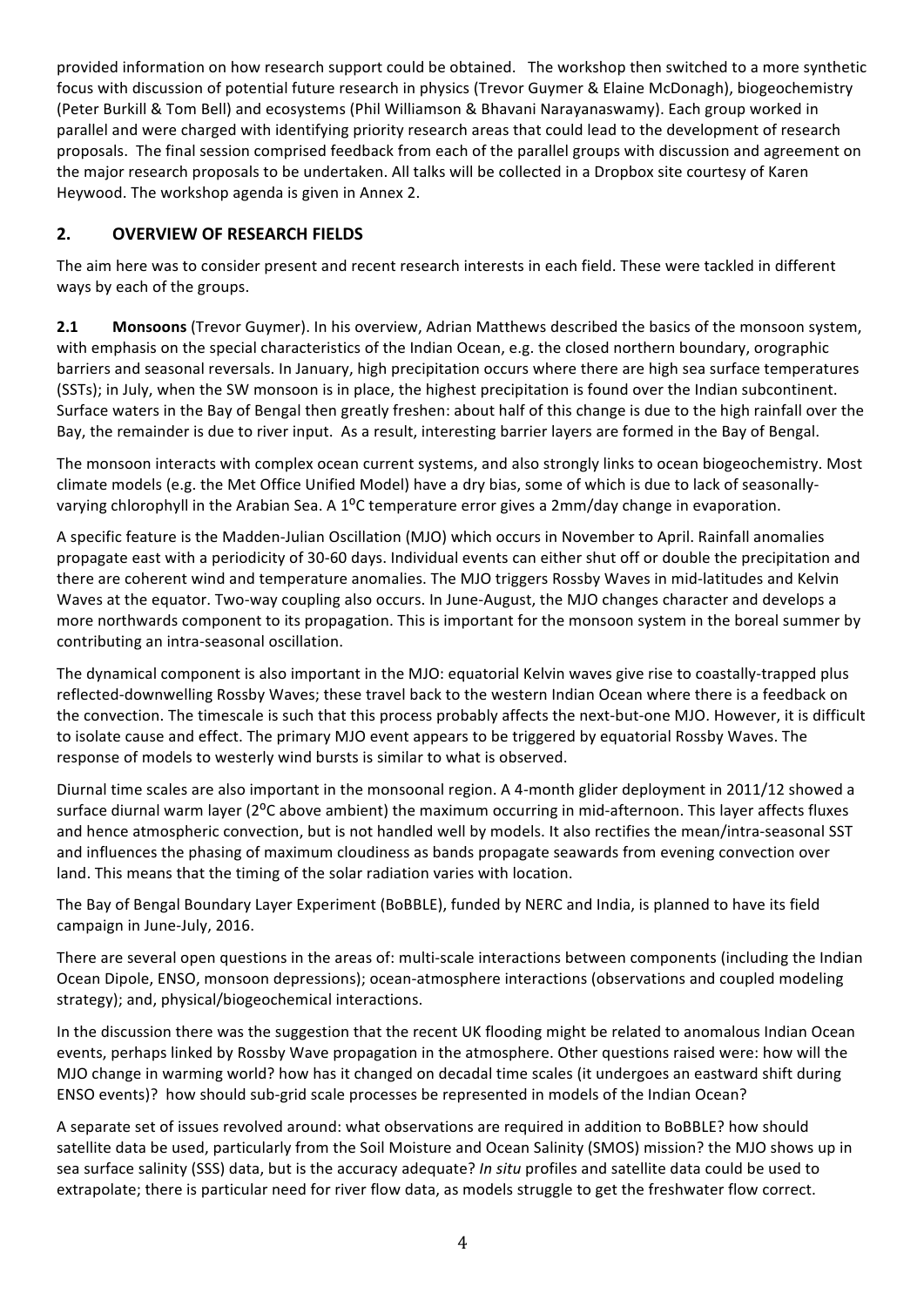provided information on how research support could be obtained. The workshop then switched to a more synthetic focus with discussion of potential future research in physics (Trevor Guymer & Elaine McDonagh), biogeochemistry (Peter Burkill & Tom Bell) and ecosystems (Phil Williamson & Bhavani Narayanaswamy). Each group worked in parallel and were charged with identifying priority research areas that could lead to the development of research proposals. The final session comprised feedback from each of the parallel groups with discussion and agreement on the major research proposals to be undertaken. All talks will be collected in a Dropbox site courtesy of Karen Heywood. The workshop agenda is given in Annex 2.

## 2. OVERVIEW OF RESEARCH FIELDS

The aim here was to consider present and recent research interests in each field. These were tackled in different ways by each of the groups.

**2.1 Monsoons** (Trevor Guymer). In his overview, Adrian Matthews described the basics of the monsoon system, with emphasis on the special characteristics of the Indian Ocean, e.g. the closed northern boundary, orographic barriers and seasonal reversals. In January, high precipitation occurs where there are high sea surface temperatures (SSTs); in July, when the SW monsoon is in place, the highest precipitation is found over the Indian subcontinent. Surface waters in the Bay of Bengal then greatly freshen: about half of this change is due to the high rainfall over the Bay, the remainder is due to river input. As a result, interesting barrier layers are formed in the Bay of Bengal.

The monsoon interacts with complex ocean current systems, and also strongly links to ocean biogeochemistry. Most climate models (e.g. the Met Office Unified Model) have a dry bias, some of which is due to lack of seasonally-varying chlorophyll in the Arabian Sea. A 1°C temperature error gives a 2mm/day change in evaporation.

A specific feature is the Madden-Julian Oscillation (MJO) which occurs in November to April. Rainfall anomalies propagate east with a periodicity of 30-60 days. Individual events can either shut off or double the precipitation and there are coherent wind and temperature anomalies. The MJO triggers Rossby Waves in mid-latitudes and Kelvin Waves at the equator. Two-way coupling also occurs. In June-August, the MJO changes character and develops a more northwards component to its propagation. This is important for the monsoon system in the boreal summer by contributing an intra-seasonal oscillation.

The dynamical component is also important in the MJO: equatorial Kelvin waves give rise to coastally-trapped plus reflected-downwelling Rossby Waves; these travel back to the western Indian Ocean where there is a feedback on the convection. The timescale is such that this process probably affects the next-but-one MJO. However, it is difficult to isolate cause and effect. The primary MJO event appears to be triggered by equatorial Rossby Waves. The response of models to westerly wind bursts is similar to what is observed.

Diurnal time scales are also important in the monsoonal region. A 4-month glider deployment in 2011/12 showed a surface diurnal warm layer (2°C above ambient) the maximum occurring in mid-afternoon. This layer affects fluxes and hence atmospheric convection, but is not handled well by models. It also rectifies the mean/intra-seasonal SST and influences the phasing of maximum cloudiness as bands propagate seawards from evening convection over land. This means that the timing of the solar radiation varies with location.

The Bay of Bengal Boundary Layer Experiment (BoBBLE), funded by NERC and India, is planned to have its field campaign in June-July, 2016.

There are several open questions in the areas of: multi-scale interactions between components (including the Indian Ocean Dipole, ENSO, monsoon depressions); ocean-atmosphere interactions (observations and coupled modeling strategy); and, physical/biogeochemical interactions.

In the discussion there was the suggestion that the recent UK flooding might be related to anomalous Indian Ocean events, perhaps linked by Rossby Wave propagation in the atmosphere. Other questions raised were: how will the MJO change in warming world? how has it changed on decadal time scales (it undergoes an eastward shift during ENSO events)? how should sub-grid scale processes be represented in models of the Indian Ocean?

A separate set of issues revolved around: what observations are required in addition to BoBBLE? how should satellite data be used, particularly from the Soil Moisture and Ocean Salinity (SMOS) mission? the MJO shows up in sea surface salinity (SSS) data, but is the accuracy adequate? *In situ* profiles and satellite data could be used to extrapolate; there is particular need for river flow data, as models struggle to get the freshwater flow correct.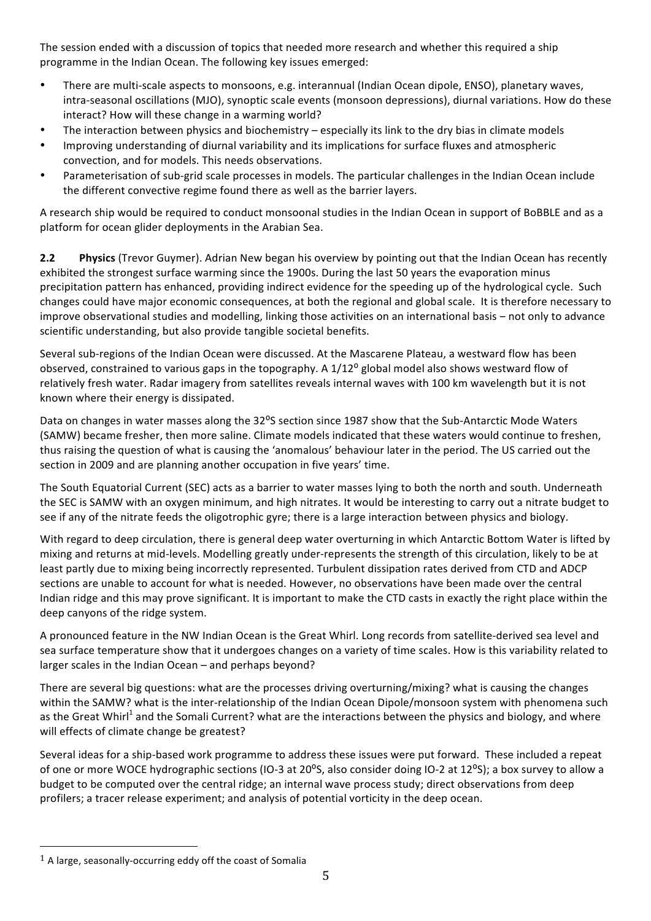The session ended with a discussion of topics that needed more research and whether this required a ship programme in the Indian Ocean. The following key issues emerged:

- There are multi-scale aspects to monsoons, e.g. interannual (Indian Ocean dipole, ENSO), planetary waves, intra-seasonal oscillations (MJO), synoptic scale events (monsoon depressions), diurnal variations. How do these interact? How will these change in a warming world?
- The interaction between physics and biochemistry – especially its link to the dry bias in climate models
- Improving understanding of diurnal variability and its implications for surface fluxes and atmospheric convection, and for models. This needs observations.
- Parameterisation of sub-grid scale processes in models. The particular challenges in the Indian Ocean include the different convective regime found there as well as the barrier layers.

A research ship would be required to conduct monsoonal studies in the Indian Ocean in support of BoBBLE and as a platform for ocean glider deployments in the Arabian Sea.

**2.2 Physics** (Trevor Guymer). Adrian New began his overview by pointing out that the Indian Ocean has recently exhibited the strongest surface warming since the 1900s. During the last 50 years the evaporation minus precipitation pattern has enhanced, providing indirect evidence for the speeding up of the hydrological cycle. Such changes could have major economic consequences, at both the regional and global scale. It is therefore necessary to improve observational studies and modelling, linking those activities on an international basis – not only to advance scientific understanding, but also provide tangible societal benefits.

Several sub-regions of the Indian Ocean were discussed. At the Mascarene Plateau, a westward flow has been observed, constrained to various gaps in the topography. A $1/12^{o}$ global model also shows westward flow of relatively fresh water. Radar imagery from satellites reveals internal waves with 100 km wavelength but it is not known where their energy is dissipated.

Data on changes in water masses along the 32ºS section since 1987 show that the Sub-Antarctic Mode Waters (SAMW) became fresher, then more saline. Climate models indicated that these waters would continue to freshen, thus raising the question of what is causing the 'anomalous' behaviour later in the period. The US carried out the section in 2009 and are planning another occupation in five years' time.

The South Equatorial Current (SEC) acts as a barrier to water masses lying to both the north and south. Underneath the SEC is SAMW with an oxygen minimum, and high nitrates. It would be interesting to carry out a nitrate budget to see if any of the nitrate feeds the oligotrophic gyre; there is a large interaction between physics and biology.

With regard to deep circulation, there is general deep water overturning in which Antarctic Bottom Water is lifted by mixing and returns at mid-levels. Modelling greatly under-represents the strength of this circulation, likely to be at least partly due to mixing being incorrectly represented. Turbulent dissipation rates derived from CTD and ADCP sections are unable to account for what is needed. However, no observations have been made over the central Indian ridge and this may prove significant. It is important to make the CTD casts in exactly the right place within the deep canyons of the ridge system.

A pronounced feature in the NW Indian Ocean is the Great Whirl. Long records from satellite-derived sea level and sea surface temperature show that it undergoes changes on a variety of time scales. How is this variability related to larger scales in the Indian Ocean – and perhaps beyond?

There are several big questions: what are the processes driving overturning/mixing? what is causing the changes within the SAMW? what is the inter-relationship of the Indian Ocean Dipole/monsoon system with phenomena such as the Great Whirl[1] and the Somali Current? what are the interactions between the physics and biology, and where will effects of climate change be greatest?

Several ideas for a ship-based work programme to address these issues were put forward. These included a repeat of one or more WOCE hydrographic sections (IO-3 at 20ºS, also consider doing IO-2 at 12ºS); a box survey to allow a budget to be computed over the central ridge; an internal wave process study; direct observations from deep profilers; a tracer release experiment; and analysis of potential vorticity in the deep ocean.

[1] A large, seasonally-occurring eddy off the coast of Somalia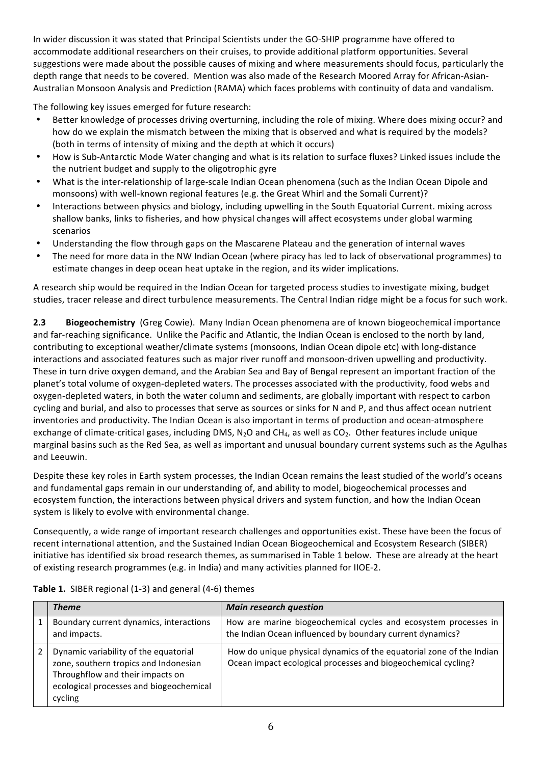In wider discussion it was stated that Principal Scientists under the GO-SHIP programme have offered to accommodate additional researchers on their cruises, to provide additional platform opportunities. Several suggestions were made about the possible causes of mixing and where measurements should focus, particularly the depth range that needs to be covered. Mention was also made of the Research Moored Array for African-Asian-Australian Monsoon Analysis and Prediction (RAMA) which faces problems with continuity of data and vandalism.

The following key issues emerged for future research:

- Better knowledge of processes driving overturning, including the role of mixing. Where does mixing occur? and how do we explain the mismatch between the mixing that is observed and what is required by the models? (both in terms of intensity of mixing and the depth at which it occurs)
- How is Sub-Antarctic Mode Water changing and what is its relation to surface fluxes? Linked issues include the the nutrient budget and supply to the oligotrophic gyre
- What is the inter-relationship of large-scale Indian Ocean phenomena (such as the Indian Ocean Dipole and monsoons) with well-known regional features (e.g. the Great Whirl and the Somali Current)?
- Interactions between physics and biology, including upwelling in the South Equatorial Current. mixing across shallow banks, links to fisheries, and how physical changes will affect ecosystems under global warming scenarios
- Understanding the flow through gaps on the Mascarene Plateau and the generation of internal waves
- The need for more data in the NW Indian Ocean (where piracy has led to lack of observational programmes) to estimate changes in deep ocean heat uptake in the region, and its wider implications.

A research ship would be required in the Indian Ocean for targeted process studies to investigate mixing, budget studies, tracer release and direct turbulence measurements. The Central Indian ridge might be a focus for such work.

### 2.3 Biogeochemistry (Greg Cowie).

Many Indian Ocean phenomena are of known biogeochemical importance and far-reaching significance. Unlike the Pacific and Atlantic, the Indian Ocean is enclosed to the north by land, contributing to exceptional weather/climate systems (monsoons, Indian Ocean dipole etc) with long-distance interactions and associated features such as major river runoff and monsoon-driven upwelling and productivity. These in turn drive oxygen demand, and the Arabian Sea and Bay of Bengal represent an important fraction of the planet's total volume of oxygen-depleted waters. The processes associated with the productivity, food webs and oxygen-depleted waters, in both the water column and sediments, are globally important with respect to carbon cycling and burial, and also to processes that serve as sources or sinks for N and P, and thus affect ocean nutrient inventories and productivity. The Indian Ocean is also important in terms of production and ocean-atmosphere exchange of climate-critical gases, including DMS, $N_2O$ and $CH_4$, as well as $CO_2$. Other features include unique marginal basins such as the Red Sea, as well as important and unusual boundary current systems such as the Agulhas and Leeuwin.

Despite these key roles in Earth system processes, the Indian Ocean remains the least studied of the world's oceans and fundamental gaps remain in our understanding of, and ability to model, biogeochemical processes and ecosystem function, the interactions between physical drivers and system function, and how the Indian Ocean system is likely to evolve with environmental change.

Consequently, a wide range of important research challenges and opportunities exist. These have been the focus of recent international attention, and the Sustained Indian Ocean Biogeochemical and Ecosystem Research (SIBER) initiative has identified six broad research themes, as summarised in Table 1 below. These are already at the heart of existing research programmes (e.g. in India) and many activities planned for IIOE-2.

**Table 1.** SIBER regional (1-3) and general (4-6) themes

| | *Theme* | *Main research question* |
|---|---|---|
| 1 | Boundary current dynamics, interactions and impacts. | How are marine biogeochemical cycles and ecosystem processes in the Indian Ocean influenced by boundary current dynamics? |
| 2 | Dynamic variability of the equatorial zone, southern tropics and Indonesian Throughflow and their impacts on ecological processes and biogeochemical cycling | How do unique physical dynamics of the equatorial zone of the Indian Ocean impact ecological processes and biogeochemical cycling? |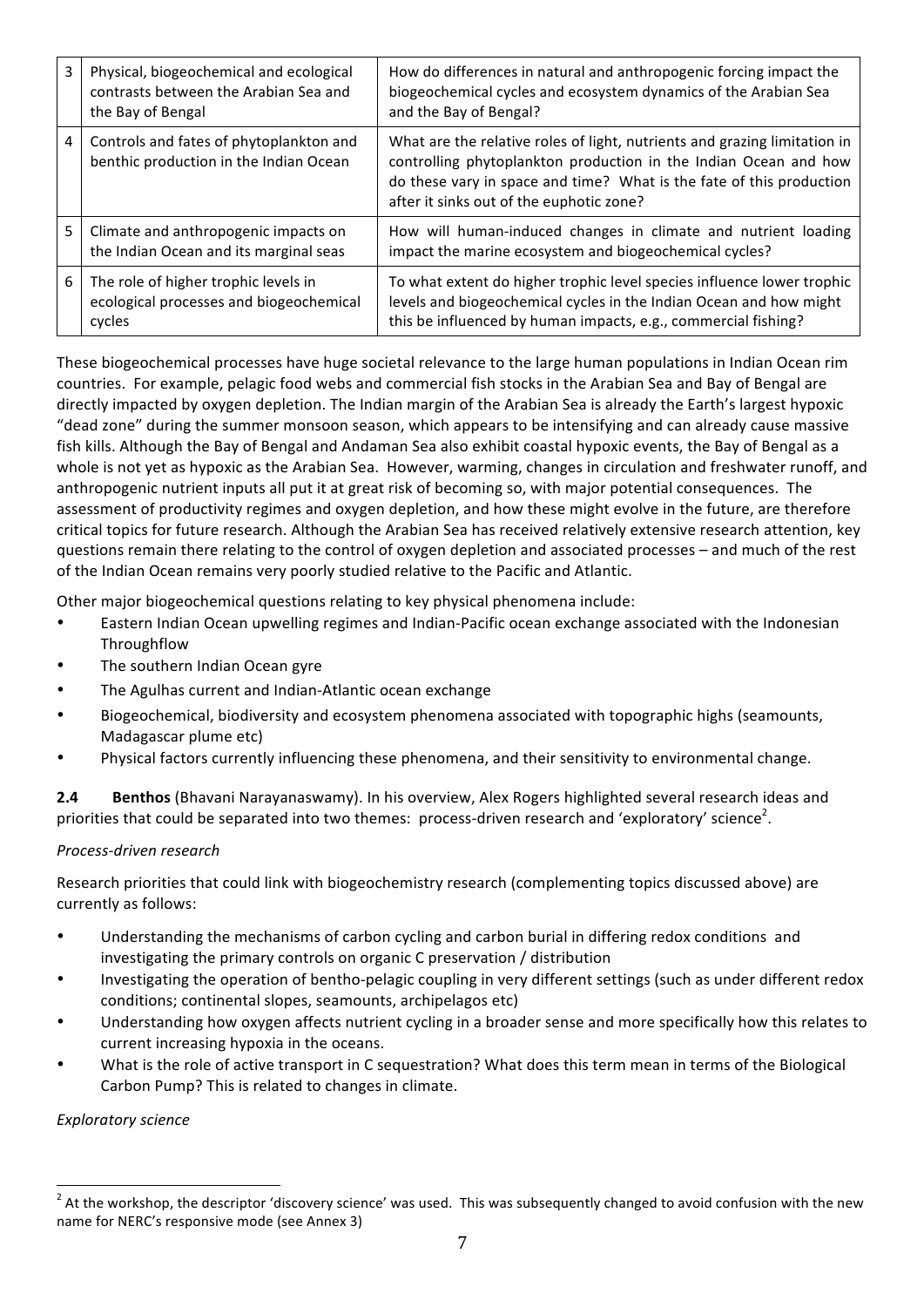| | | |
|---|---|---|
| 3 | Physical, biogeochemical and ecological contrasts between the Arabian Sea and the Bay of Bengal | How do differences in natural and anthropogenic forcing impact the biogeochemical cycles and ecosystem dynamics of the Arabian Sea and the Bay of Bengal? |
| 4 | Controls and fates of phytoplankton and benthic production in the Indian Ocean | What are the relative roles of light, nutrients and grazing limitation in controlling phytoplankton production in the Indian Ocean and how do these vary in space and time? What is the fate of this production after it sinks out of the euphotic zone? |
| 5 | Climate and anthropogenic impacts on the Indian Ocean and its marginal seas | How will human-induced changes in climate and nutrient loading impact the marine ecosystem and biogeochemical cycles? |
| 6 | The role of higher trophic levels in ecological processes and biogeochemical cycles | To what extent do higher trophic level species influence lower trophic levels and biogeochemical cycles in the Indian Ocean and how might this be influenced by human impacts, e.g., commercial fishing? |

These biogeochemical processes have huge societal relevance to the large human populations in Indian Ocean rim countries. For example, pelagic food webs and commercial fish stocks in the Arabian Sea and Bay of Bengal are directly impacted by oxygen depletion. The Indian margin of the Arabian Sea is already the Earth's largest hypoxic "dead zone" during the summer monsoon season, which appears to be intensifying and can already cause massive fish kills. Although the Bay of Bengal and Andaman Sea also exhibit coastal hypoxic events, the Bay of Bengal as a whole is not yet as hypoxic as the Arabian Sea. However, warming, changes in circulation and freshwater runoff, and anthropogenic nutrient inputs all put it at great risk of becoming so, with major potential consequences. The assessment of productivity regimes and oxygen depletion, and how these might evolve in the future, are therefore critical topics for future research. Although the Arabian Sea has received relatively extensive research attention, key questions remain there relating to the control of oxygen depletion and associated processes – and much of the rest of the Indian Ocean remains very poorly studied relative to the Pacific and Atlantic.

Other major biogeochemical questions relating to key physical phenomena include:

- Eastern Indian Ocean upwelling regimes and Indian-Pacific ocean exchange associated with the Indonesian Throughflow
- The southern Indian Ocean gyre
- The Agulhas current and Indian-Atlantic ocean exchange
- Biogeochemical, biodiversity and ecosystem phenomena associated with topographic highs (seamounts, Madagascar plume etc)
- Physical factors currently influencing these phenomena, and their sensitivity to environmental change.

**2.4 Benthos** (Bhavani Narayanaswamy). In his overview, Alex Rogers highlighted several research ideas and priorities that could be separated into two themes: process-driven research and 'exploratory' science[2].

*Process-driven research*

Research priorities that could link with biogeochemistry research (complementing topics discussed above) are currently as follows:

- Understanding the mechanisms of carbon cycling and carbon burial in differing redox conditions and investigating the primary controls on organic C preservation / distribution
- Investigating the operation of bentho-pelagic coupling in very different settings (such as under different redox conditions; continental slopes, seamounts, archipelagos etc)
- Understanding how oxygen affects nutrient cycling in a broader sense and more specifically how this relates to current increasing hypoxia in the oceans.
- What is the role of active transport in C sequestration? What does this term mean in terms of the Biological Carbon Pump? This is related to changes in climate.

*Exploratory science*

[2] At the workshop, the descriptor 'discovery science' was used. This was subsequently changed to avoid confusion with the new name for NERC's responsive mode (see Annex 3)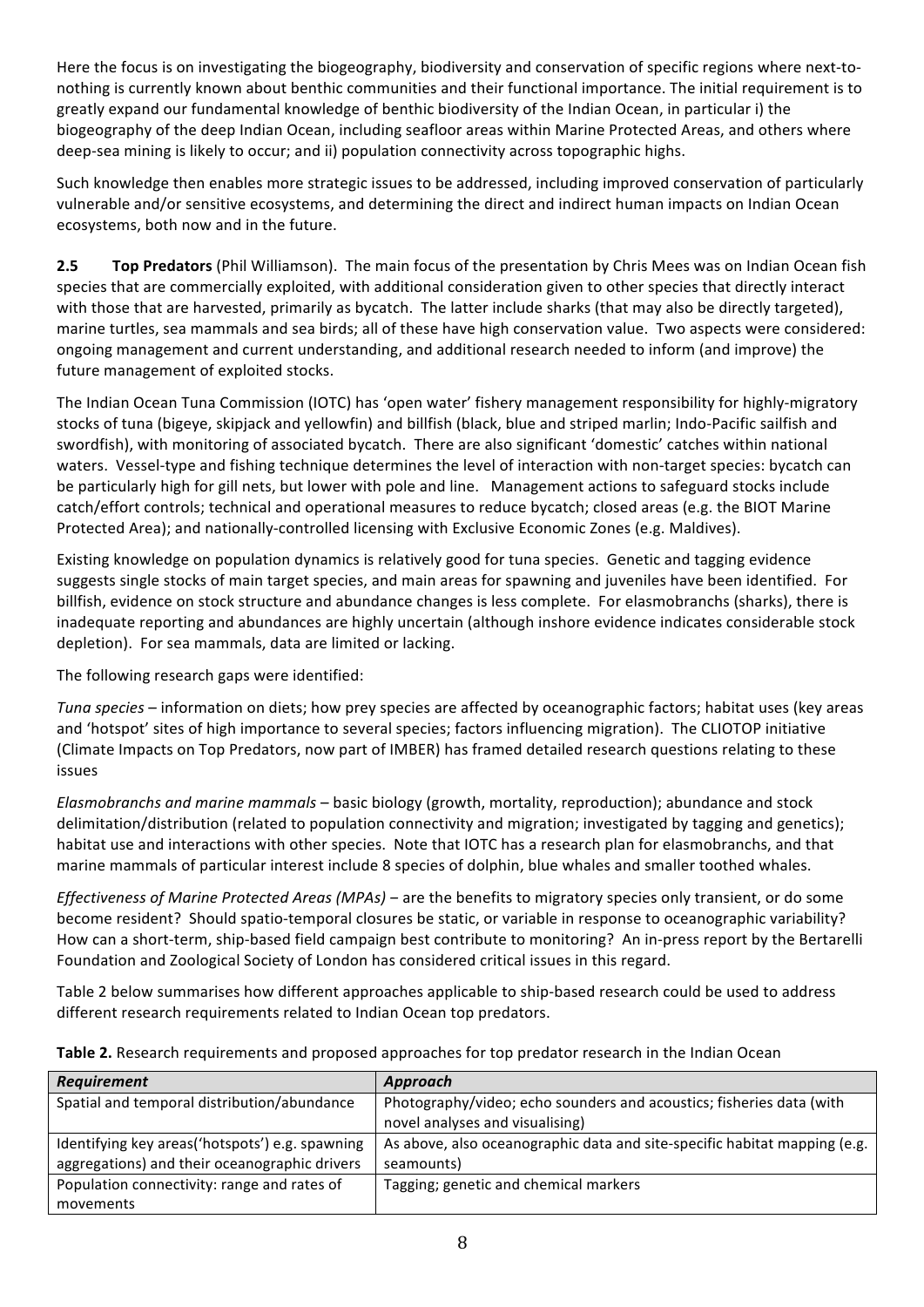Here the focus is on investigating the biogeography, biodiversity and conservation of specific regions where next-to-nothing is currently known about benthic communities and their functional importance. The initial requirement is to greatly expand our fundamental knowledge of benthic biodiversity of the Indian Ocean, in particular i) the biogeography of the deep Indian Ocean, including seafloor areas within Marine Protected Areas, and others where deep-sea mining is likely to occur; and ii) population connectivity across topographic highs.

Such knowledge then enables more strategic issues to be addressed, including improved conservation of particularly vulnerable and/or sensitive ecosystems, and determining the direct and indirect human impacts on Indian Ocean ecosystems, both now and in the future.

**2.5 Top Predators** (Phil Williamson). The main focus of the presentation by Chris Mees was on Indian Ocean fish species that are commercially exploited, with additional consideration given to other species that directly interact with those that are harvested, primarily as bycatch. The latter include sharks (that may also be directly targeted), marine turtles, sea mammals and sea birds; all of these have high conservation value. Two aspects were considered: ongoing management and current understanding, and additional research needed to inform (and improve) the future management of exploited stocks.

The Indian Ocean Tuna Commission (IOTC) has 'open water' fishery management responsibility for highly-migratory stocks of tuna (bigeye, skipjack and yellowfin) and billfish (black, blue and striped marlin; Indo-Pacific sailfish and swordfish), with monitoring of associated bycatch. There are also significant 'domestic' catches within national waters. Vessel-type and fishing technique determines the level of interaction with non-target species: bycatch can be particularly high for gill nets, but lower with pole and line. Management actions to safeguard stocks include catch/effort controls; technical and operational measures to reduce bycatch; closed areas (e.g. the BIOT Marine Protected Area); and nationally-controlled licensing with Exclusive Economic Zones (e.g. Maldives).

Existing knowledge on population dynamics is relatively good for tuna species. Genetic and tagging evidence suggests single stocks of main target species, and main areas for spawning and juveniles have been identified. For billfish, evidence on stock structure and abundance changes is less complete. For elasmobranchs (sharks), there is inadequate reporting and abundances are highly uncertain (although inshore evidence indicates considerable stock depletion). For sea mammals, data are limited or lacking.

The following research gaps were identified:

*Tuna species* – information on diets; how prey species are affected by oceanographic factors; habitat uses (key areas and 'hotspot' sites of high importance to several species; factors influencing migration). The CLIOTOP initiative (Climate Impacts on Top Predators, now part of IMBER) has framed detailed research questions relating to these issues

*Elasmobranchs and marine mammals* – basic biology (growth, mortality, reproduction); abundance and stock delimitation/distribution (related to population connectivity and migration; investigated by tagging and genetics); habitat use and interactions with other species. Note that IOTC has a research plan for elasmobranchs, and that marine mammals of particular interest include 8 species of dolphin, blue whales and smaller toothed whales.

*Effectiveness of Marine Protected Areas (MPAs)* – are the benefits to migratory species only transient, or do some become resident? Should spatio-temporal closures be static, or variable in response to oceanographic variability? How can a short-term, ship-based field campaign best contribute to monitoring? An in-press report by the Bertarelli Foundation and Zoological Society of London has considered critical issues in this regard.

Table 2 below summarises how different approaches applicable to ship-based research could be used to address different research requirements related to Indian Ocean top predators.

**Table 2.** Research requirements and proposed approaches for top predator research in the Indian Ocean

| *Requirement* | *Approach* |
|---|---|
| Spatial and temporal distribution/abundance | Photography/video; echo sounders and acoustics; fisheries data (with novel analyses and visualising) |
| Identifying key areas('hotspots') e.g. spawning aggregations) and their oceanographic drivers | As above, also oceanographic data and site-specific habitat mapping (e.g. seamounts) |
| Population connectivity: range and rates of movements | Tagging; genetic and chemical markers |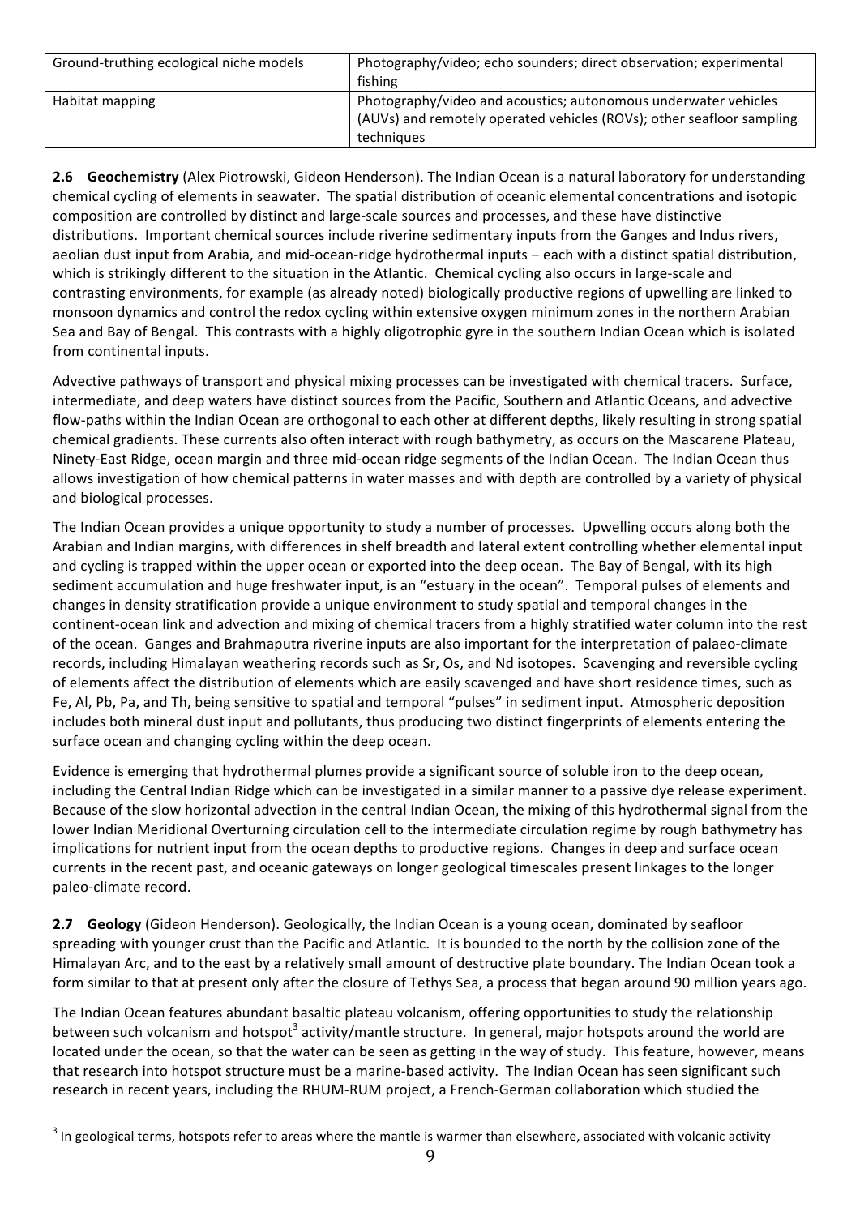| Ground-truthing ecological niche models | Photography/video; echo sounders; direct observation; experimental fishing |
| --- | --- |
| Habitat mapping | Photography/video and acoustics; autonomous underwater vehicles (AUVs) and remotely operated vehicles (ROVs); other seafloor sampling techniques |

**2.6 Geochemistry** (Alex Piotrowski, Gideon Henderson). The Indian Ocean is a natural laboratory for understanding chemical cycling of elements in seawater. The spatial distribution of oceanic elemental concentrations and isotopic composition are controlled by distinct and large-scale sources and processes, and these have distinctive distributions. Important chemical sources include riverine sedimentary inputs from the Ganges and Indus rivers, aeolian dust input from Arabia, and mid-ocean-ridge hydrothermal inputs – each with a distinct spatial distribution, which is strikingly different to the situation in the Atlantic. Chemical cycling also occurs in large-scale and contrasting environments, for example (as already noted) biologically productive regions of upwelling are linked to monsoon dynamics and control the redox cycling within extensive oxygen minimum zones in the northern Arabian Sea and Bay of Bengal. This contrasts with a highly oligotrophic gyre in the southern Indian Ocean which is isolated from continental inputs.

Advective pathways of transport and physical mixing processes can be investigated with chemical tracers. Surface, intermediate, and deep waters have distinct sources from the Pacific, Southern and Atlantic Oceans, and advective flow-paths within the Indian Ocean are orthogonal to each other at different depths, likely resulting in strong spatial chemical gradients. These currents also often interact with rough bathymetry, as occurs on the Mascarene Plateau, Ninety-East Ridge, ocean margin and three mid-ocean ridge segments of the Indian Ocean. The Indian Ocean thus allows investigation of how chemical patterns in water masses and with depth are controlled by a variety of physical and biological processes.

The Indian Ocean provides a unique opportunity to study a number of processes. Upwelling occurs along both the Arabian and Indian margins, with differences in shelf breadth and lateral extent controlling whether elemental input and cycling is trapped within the upper ocean or exported into the deep ocean. The Bay of Bengal, with its high sediment accumulation and huge freshwater input, is an "estuary in the ocean". Temporal pulses of elements and changes in density stratification provide a unique environment to study spatial and temporal changes in the continent-ocean link and advection and mixing of chemical tracers from a highly stratified water column into the rest of the ocean. Ganges and Brahmaputra riverine inputs are also important for the interpretation of palaeo-climate records, including Himalayan weathering records such as Sr, Os, and Nd isotopes. Scavenging and reversible cycling of elements affect the distribution of elements which are easily scavenged and have short residence times, such as Fe, Al, Pb, Pa, and Th, being sensitive to spatial and temporal "pulses" in sediment input. Atmospheric deposition includes both mineral dust input and pollutants, thus producing two distinct fingerprints of elements entering the surface ocean and changing cycling within the deep ocean.

Evidence is emerging that hydrothermal plumes provide a significant source of soluble iron to the deep ocean, including the Central Indian Ridge which can be investigated in a similar manner to a passive dye release experiment. Because of the slow horizontal advection in the central Indian Ocean, the mixing of this hydrothermal signal from the lower Indian Meridional Overturning circulation cell to the intermediate circulation regime by rough bathymetry has implications for nutrient input from the ocean depths to productive regions. Changes in deep and surface ocean currents in the recent past, and oceanic gateways on longer geological timescales present linkages to the longer paleo-climate record.

**2.7 Geology** (Gideon Henderson). Geologically, the Indian Ocean is a young ocean, dominated by seafloor spreading with younger crust than the Pacific and Atlantic. It is bounded to the north by the collision zone of the Himalayan Arc, and to the east by a relatively small amount of destructive plate boundary. The Indian Ocean took a form similar to that at present only after the closure of Tethys Sea, a process that began around 90 million years ago.

The Indian Ocean features abundant basaltic plateau volcanism, offering opportunities to study the relationship between such volcanism and hotspot[3] activity/mantle structure. In general, major hotspots around the world are located under the ocean, so that the water can be seen as getting in the way of study. This feature, however, means that research into hotspot structure must be a marine-based activity. The Indian Ocean has seen significant such research in recent years, including the RHUM-RUM project, a French-German collaboration which studied the

[3] In geological terms, hotspots refer to areas where the mantle is warmer than elsewhere, associated with volcanic activity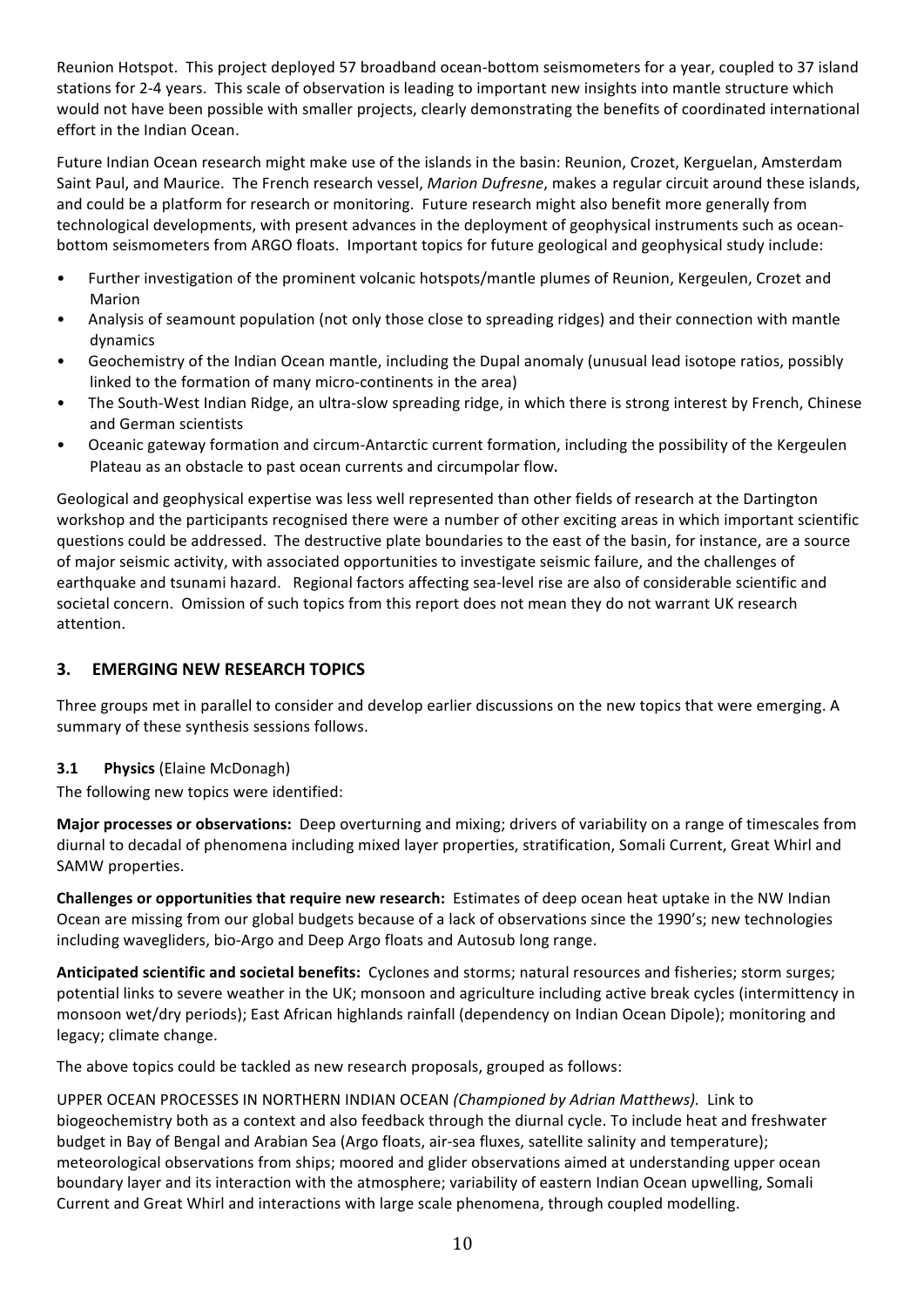Reunion Hotspot. This project deployed 57 broadband ocean-bottom seismometers for a year, coupled to 37 island stations for 2-4 years. This scale of observation is leading to important new insights into mantle structure which would not have been possible with smaller projects, clearly demonstrating the benefits of coordinated international effort in the Indian Ocean.

Future Indian Ocean research might make use of the islands in the basin: Reunion, Crozet, Kerguelan, Amsterdam Saint Paul, and Maurice. The French research vessel, *Marion Dufresne*, makes a regular circuit around these islands, and could be a platform for research or monitoring. Future research might also benefit more generally from technological developments, with present advances in the deployment of geophysical instruments such as ocean-bottom seismometers from ARGO floats. Important topics for future geological and geophysical study include:

- Further investigation of the prominent volcanic hotspots/mantle plumes of Reunion, Kergeulen, Crozet and Marion
- Analysis of seamount population (not only those close to spreading ridges) and their connection with mantle dynamics
- Geochemistry of the Indian Ocean mantle, including the Dupal anomaly (unusual lead isotope ratios, possibly linked to the formation of many micro-continents in the area)
- The South-West Indian Ridge, an ultra-slow spreading ridge, in which there is strong interest by French, Chinese and German scientists
- Oceanic gateway formation and circum-Antarctic current formation, including the possibility of the Kergeulen Plateau as an obstacle to past ocean currents and circumpolar flow.

Geological and geophysical expertise was less well represented than other fields of research at the Dartington workshop and the participants recognised there were a number of other exciting areas in which important scientific questions could be addressed. The destructive plate boundaries to the east of the basin, for instance, are a source of major seismic activity, with associated opportunities to investigate seismic failure, and the challenges of earthquake and tsunami hazard. Regional factors affecting sea-level rise are also of considerable scientific and societal concern. Omission of such topics from this report does not mean they do not warrant UK research attention.

## 3. EMERGING NEW RESEARCH TOPICS

Three groups met in parallel to consider and develop earlier discussions on the new topics that were emerging. A summary of these synthesis sessions follows.

### 3.1 Physics (Elaine McDonagh)

The following new topics were identified:

**Major processes or observations:** Deep overturning and mixing; drivers of variability on a range of timescales from diurnal to decadal of phenomena including mixed layer properties, stratification, Somali Current, Great Whirl and SAMW properties.

**Challenges or opportunities that require new research:** Estimates of deep ocean heat uptake in the NW Indian Ocean are missing from our global budgets because of a lack of observations since the 1990's; new technologies including wavegliders, bio-Argo and Deep Argo floats and Autosub long range.

**Anticipated scientific and societal benefits:** Cyclones and storms; natural resources and fisheries; storm surges; potential links to severe weather in the UK; monsoon and agriculture including active break cycles (intermittency in monsoon wet/dry periods); East African highlands rainfall (dependency on Indian Ocean Dipole); monitoring and legacy; climate change.

The above topics could be tackled as new research proposals, grouped as follows:

UPPER OCEAN PROCESSES IN NORTHERN INDIAN OCEAN *(Championed by Adrian Matthews).* Link to biogeochemistry both as a context and also feedback through the diurnal cycle. To include heat and freshwater budget in Bay of Bengal and Arabian Sea (Argo floats, air-sea fluxes, satellite salinity and temperature); meteorological observations from ships; moored and glider observations aimed at understanding upper ocean boundary layer and its interaction with the atmosphere; variability of eastern Indian Ocean upwelling, Somali Current and Great Whirl and interactions with large scale phenomena, through coupled modelling.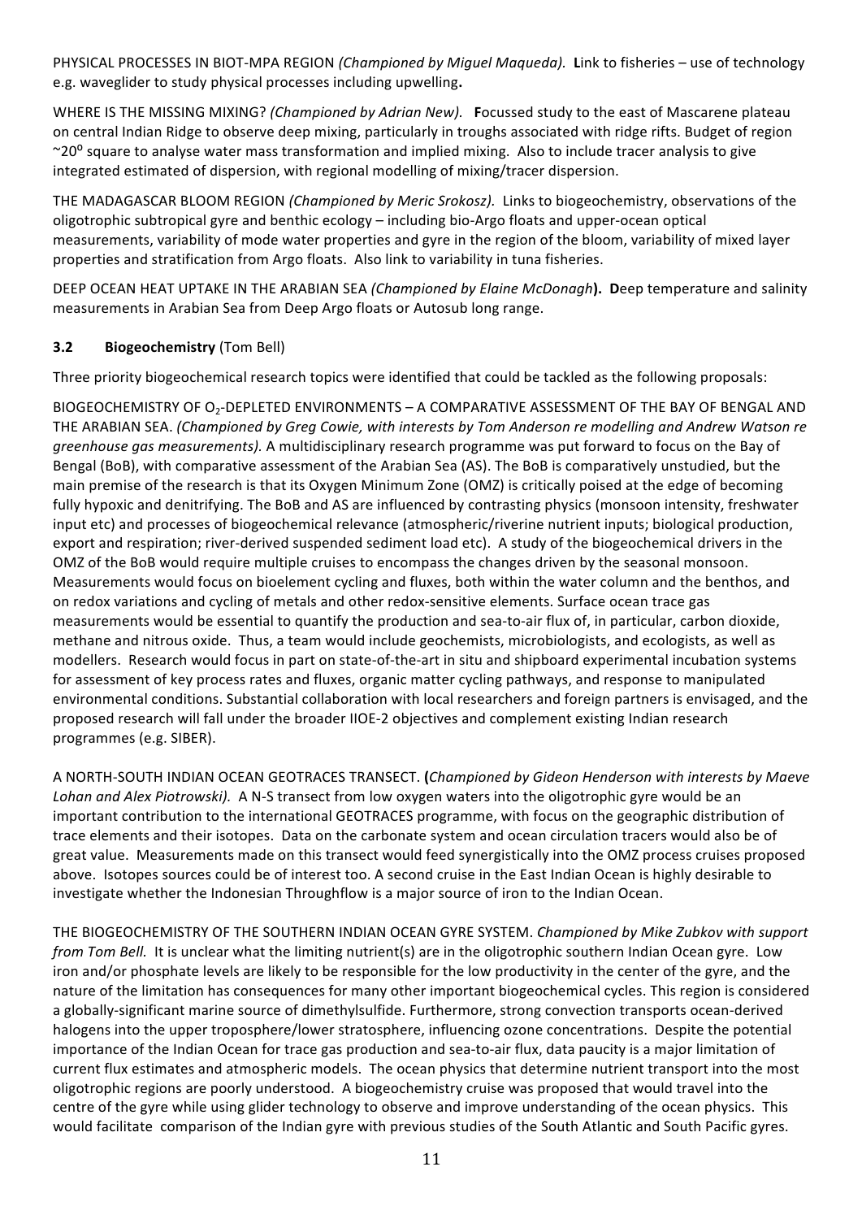PHYSICAL PROCESSES IN BIOT-MPA REGION *(Championed by Miguel Maqueda).* **L**ink to fisheries – use of technology e.g. waveglider to study physical processes including upwelling**.**

WHERE IS THE MISSING MIXING? *(Championed by Adrian New).* **F**ocussed study to the east of Mascarene plateau on central Indian Ridge to observe deep mixing, particularly in troughs associated with ridge rifts. Budget of region ~$20^0$ square to analyse water mass transformation and implied mixing. Also to include tracer analysis to give integrated estimated of dispersion, with regional modelling of mixing/tracer dispersion.

THE MADAGASCAR BLOOM REGION *(Championed by Meric Srokosz).* Links to biogeochemistry, observations of the oligotrophic subtropical gyre and benthic ecology – including bio-Argo floats and upper-ocean optical measurements, variability of mode water properties and gyre in the region of the bloom, variability of mixed layer properties and stratification from Argo floats. Also link to variability in tuna fisheries.

DEEP OCEAN HEAT UPTAKE IN THE ARABIAN SEA *(Championed by Elaine McDonagh***). D**eep temperature and salinity measurements in Arabian Sea from Deep Argo floats or Autosub long range.

### 3.2 Biogeochemistry (Tom Bell)

Three priority biogeochemical research topics were identified that could be tackled as the following proposals:

BIOGEOCHEMISTRY OF $O_2$-DEPLETED ENVIRONMENTS – A COMPARATIVE ASSESSMENT OF THE BAY OF BENGAL AND THE ARABIAN SEA. *(Championed by Greg Cowie, with interests by Tom Anderson re modelling and Andrew Watson re greenhouse gas measurements).* A multidisciplinary research programme was put forward to focus on the Bay of Bengal (BoB), with comparative assessment of the Arabian Sea (AS). The BoB is comparatively unstudied, but the main premise of the research is that its Oxygen Minimum Zone (OMZ) is critically poised at the edge of becoming fully hypoxic and denitrifying. The BoB and AS are influenced by contrasting physics (monsoon intensity, freshwater input etc) and processes of biogeochemical relevance (atmospheric/riverine nutrient inputs; biological production, export and respiration; river-derived suspended sediment load etc). A study of the biogeochemical drivers in the OMZ of the BoB would require multiple cruises to encompass the changes driven by the seasonal monsoon. Measurements would focus on bioelement cycling and fluxes, both within the water column and the benthos, and on redox variations and cycling of metals and other redox-sensitive elements. Surface ocean trace gas measurements would be essential to quantify the production and sea-to-air flux of, in particular, carbon dioxide, methane and nitrous oxide. Thus, a team would include geochemists, microbiologists, and ecologists, as well as modellers. Research would focus in part on state-of-the-art in situ and shipboard experimental incubation systems for assessment of key process rates and fluxes, organic matter cycling pathways, and response to manipulated environmental conditions. Substantial collaboration with local researchers and foreign partners is envisaged, and the proposed research will fall under the broader IIOE-2 objectives and complement existing Indian research programmes (e.g. SIBER).

A NORTH-SOUTH INDIAN OCEAN GEOTRACES TRANSECT. **(***Championed by Gideon Henderson with interests by Maeve Lohan and Alex Piotrowski).* A N-S transect from low oxygen waters into the oligotrophic gyre would be an important contribution to the international GEOTRACES programme, with focus on the geographic distribution of trace elements and their isotopes. Data on the carbonate system and ocean circulation tracers would also be of great value. Measurements made on this transect would feed synergistically into the OMZ process cruises proposed above. Isotopes sources could be of interest too. A second cruise in the East Indian Ocean is highly desirable to investigate whether the Indonesian Throughflow is a major source of iron to the Indian Ocean.

THE BIOGEOCHEMISTRY OF THE SOUTHERN INDIAN OCEAN GYRE SYSTEM. *Championed by Mike Zubkov with support from Tom Bell.* It is unclear what the limiting nutrient(s) are in the oligotrophic southern Indian Ocean gyre. Low iron and/or phosphate levels are likely to be responsible for the low productivity in the center of the gyre, and the nature of the limitation has consequences for many other important biogeochemical cycles. This region is considered a globally-significant marine source of dimethylsulfide. Furthermore, strong convection transports ocean-derived halogens into the upper troposphere/lower stratosphere, influencing ozone concentrations. Despite the potential importance of the Indian Ocean for trace gas production and sea-to-air flux, data paucity is a major limitation of current flux estimates and atmospheric models. The ocean physics that determine nutrient transport into the most oligotrophic regions are poorly understood. A biogeochemistry cruise was proposed that would travel into the centre of the gyre while using glider technology to observe and improve understanding of the ocean physics. This would facilitate comparison of the Indian gyre with previous studies of the South Atlantic and South Pacific gyres.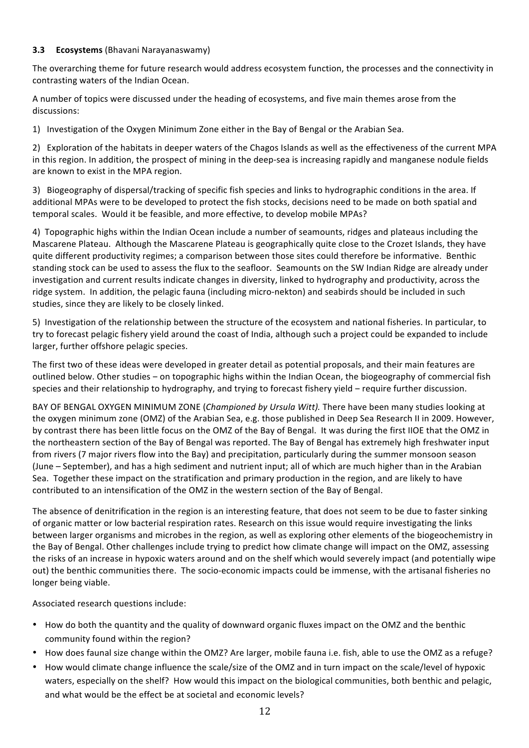### 3.3 Ecosystems (Bhavani Narayanaswamy)

The overarching theme for future research would address ecosystem function, the processes and the connectivity in contrasting waters of the Indian Ocean.

A number of topics were discussed under the heading of ecosystems, and five main themes arose from the discussions:

1) Investigation of the Oxygen Minimum Zone either in the Bay of Bengal or the Arabian Sea.

2) Exploration of the habitats in deeper waters of the Chagos Islands as well as the effectiveness of the current MPA in this region. In addition, the prospect of mining in the deep-sea is increasing rapidly and manganese nodule fields are known to exist in the MPA region.

3) Biogeography of dispersal/tracking of specific fish species and links to hydrographic conditions in the area. If additional MPAs were to be developed to protect the fish stocks, decisions need to be made on both spatial and temporal scales. Would it be feasible, and more effective, to develop mobile MPAs?

4) Topographic highs within the Indian Ocean include a number of seamounts, ridges and plateaus including the Mascarene Plateau. Although the Mascarene Plateau is geographically quite close to the Crozet Islands, they have quite different productivity regimes; a comparison between those sites could therefore be informative. Benthic standing stock can be used to assess the flux to the seafloor. Seamounts on the SW Indian Ridge are already under investigation and current results indicate changes in diversity, linked to hydrography and productivity, across the ridge system. In addition, the pelagic fauna (including micro-nekton) and seabirds should be included in such studies, since they are likely to be closely linked.

5) Investigation of the relationship between the structure of the ecosystem and national fisheries. In particular, to try to forecast pelagic fishery yield around the coast of India, although such a project could be expanded to include larger, further offshore pelagic species.

The first two of these ideas were developed in greater detail as potential proposals, and their main features are outlined below. Other studies – on topographic highs within the Indian Ocean, the biogeography of commercial fish species and their relationship to hydrography, and trying to forecast fishery yield – require further discussion.

BAY OF BENGAL OXYGEN MINIMUM ZONE (*Championed by Ursula Witt).* There have been many studies looking at the oxygen minimum zone (OMZ) of the Arabian Sea, e.g. those published in Deep Sea Research II in 2009. However, by contrast there has been little focus on the OMZ of the Bay of Bengal. It was during the first IIOE that the OMZ in the northeastern section of the Bay of Bengal was reported. The Bay of Bengal has extremely high freshwater input from rivers (7 major rivers flow into the Bay) and precipitation, particularly during the summer monsoon season (June – September), and has a high sediment and nutrient input; all of which are much higher than in the Arabian Sea. Together these impact on the stratification and primary production in the region, and are likely to have contributed to an intensification of the OMZ in the western section of the Bay of Bengal.

The absence of denitrification in the region is an interesting feature, that does not seem to be due to faster sinking of organic matter or low bacterial respiration rates. Research on this issue would require investigating the links between larger organisms and microbes in the region, as well as exploring other elements of the biogeochemistry in the Bay of Bengal. Other challenges include trying to predict how climate change will impact on the OMZ, assessing the risks of an increase in hypoxic waters around and on the shelf which would severely impact (and potentially wipe out) the benthic communities there. The socio-economic impacts could be immense, with the artisanal fisheries no longer being viable.

Associated research questions include:

- How do both the quantity and the quality of downward organic fluxes impact on the OMZ and the benthic community found within the region?
- How does faunal size change within the OMZ? Are larger, mobile fauna i.e. fish, able to use the OMZ as a refuge?
- How would climate change influence the scale/size of the OMZ and in turn impact on the scale/level of hypoxic waters, especially on the shelf? How would this impact on the biological communities, both benthic and pelagic, and what would be the effect be at societal and economic levels?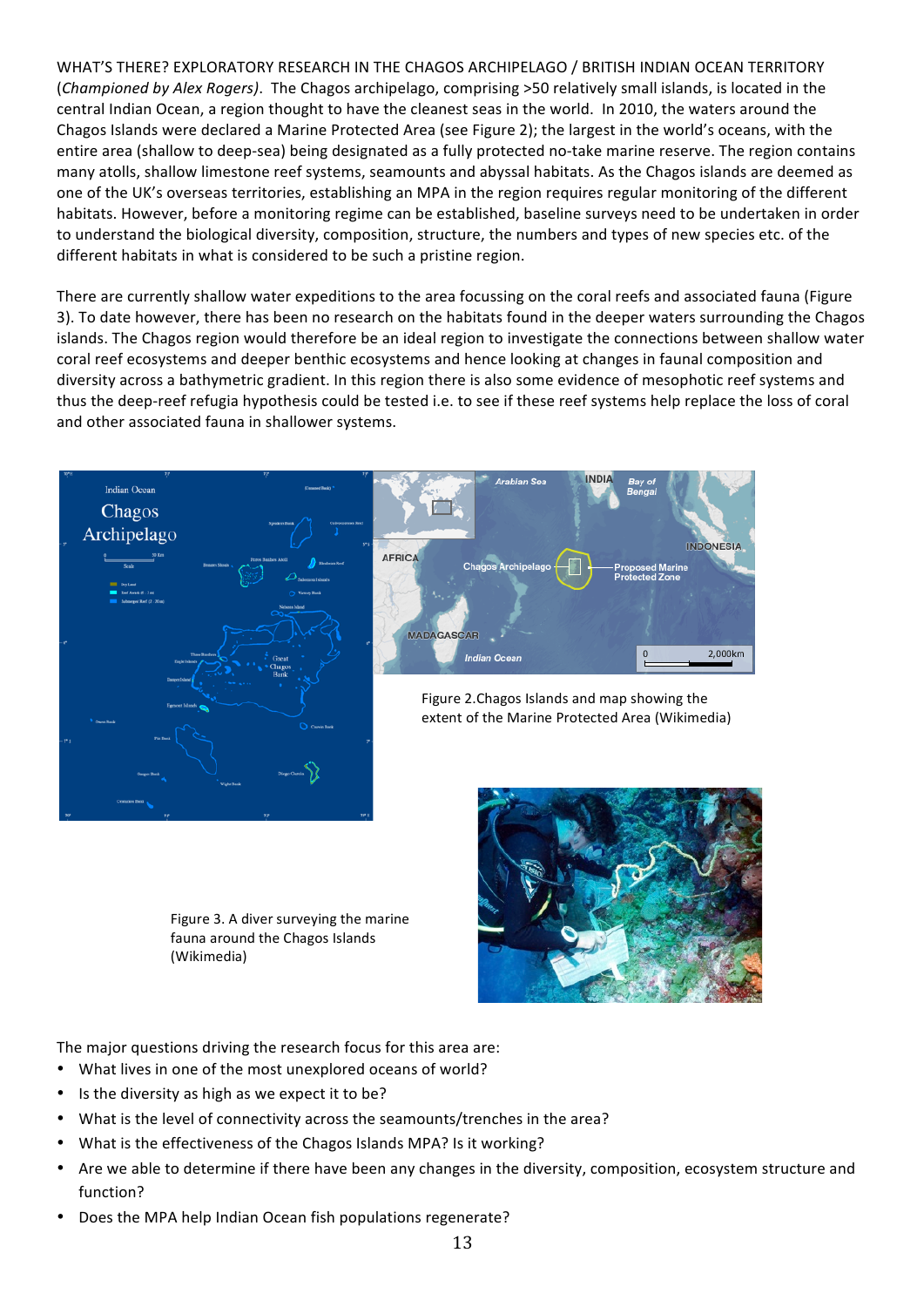WHAT'S THERE? EXPLORATORY RESEARCH IN THE CHAGOS ARCHIPELAGO / BRITISH INDIAN OCEAN TERRITORY (*Championed by Alex Rogers*). The Chagos archipelago, comprising >50 relatively small islands, is located in the central Indian Ocean, a region thought to have the cleanest seas in the world. In 2010, the waters around the Chagos Islands were declared a Marine Protected Area (see Figure 2); the largest in the world's oceans, with the entire area (shallow to deep-sea) being designated as a fully protected no-take marine reserve. The region contains many atolls, shallow limestone reef systems, seamounts and abyssal habitats. As the Chagos islands are deemed as one of the UK's overseas territories, establishing an MPA in the region requires regular monitoring of the different habitats. However, before a monitoring regime can be established, baseline surveys need to be undertaken in order to understand the biological diversity, composition, structure, the numbers and types of new species etc. of the different habitats in what is considered to be such a pristine region.

There are currently shallow water expeditions to the area focussing on the coral reefs and associated fauna (Figure 3). To date however, there has been no research on the habitats found in the deeper waters surrounding the Chagos islands. The Chagos region would therefore be an ideal region to investigate the connections between shallow water coral reef ecosystems and deeper benthic ecosystems and hence looking at changes in faunal composition and diversity across a bathymetric gradient. In this region there is also some evidence of mesophotic reef systems and thus the deep-reef refugia hypothesis could be tested i.e. to see if these reef systems help replace the loss of coral and other associated fauna in shallower systems.

Figure 2. Chagos Islands and map showing the extent of the Marine Protected Area (Wikimedia)

Figure 3. A diver surveying the marine fauna around the Chagos Islands (Wikimedia)

The major questions driving the research focus for this area are:

- What lives in one of the most unexplored oceans of world?
- Is the diversity as high as we expect it to be?
- What is the level of connectivity across the seamounts/trenches in the area?
- What is the effectiveness of the Chagos Islands MPA? Is it working?
- Are we able to determine if there have been any changes in the diversity, composition, ecosystem structure and function?
- Does the MPA help Indian Ocean fish populations regenerate?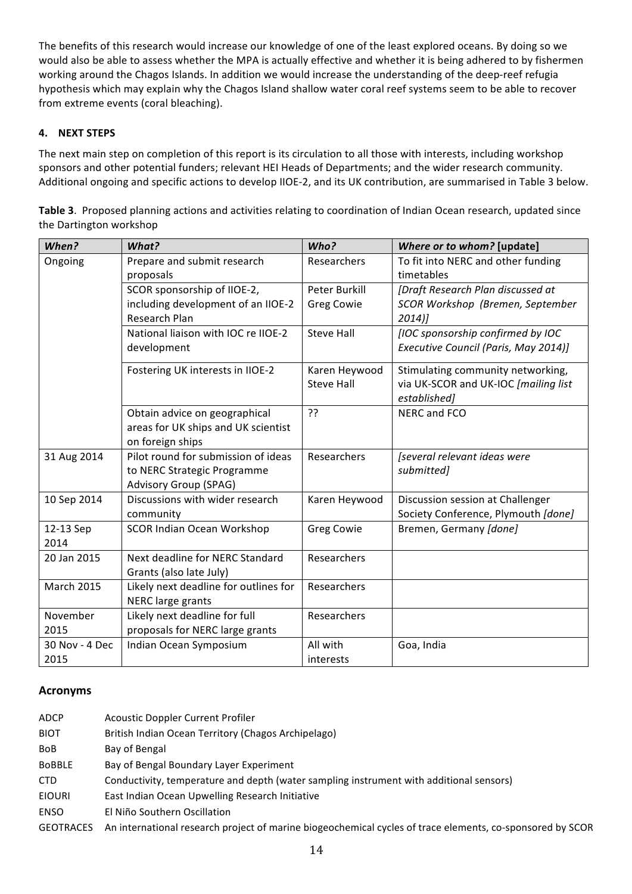The benefits of this research would increase our knowledge of one of the least explored oceans. By doing so we would also be able to assess whether the MPA is actually effective and whether it is being adhered to by fishermen working around the Chagos Islands. In addition we would increase the understanding of the deep-reef refugia hypothesis which may explain why the Chagos Island shallow water coral reef systems seem to be able to recover from extreme events (coral bleaching).

## 4. NEXT STEPS

The next main step on completion of this report is its circulation to all those with interests, including workshop sponsors and other potential funders; relevant HEI Heads of Departments; and the wider research community. Additional ongoing and specific actions to develop IIOE-2, and its UK contribution, are summarised in Table 3 below.

**Table 3**. Proposed planning actions and activities relating to coordination of Indian Ocean research, updated since the Dartington workshop

| *When?* | *What?* | *Who?* | *Where or to whom?* **[update]** |
|---|---|---|---|
| Ongoing | Prepare and submit research proposals | Researchers | To fit into NERC and other funding timetables |
| | SCOR sponsorship of IIOE-2, including development of an IIOE-2 Research Plan | Peter Burkill<br>Greg Cowie | *[Draft Research Plan discussed at SCOR Workshop (Bremen, September 2014)]* |
| | National liaison with IOC re IIOE-2 development | Steve Hall | *[IOC sponsorship confirmed by IOC Executive Council (Paris, May 2014)]* |
| | Fostering UK interests in IIOE-2 | Karen Heywood<br>Steve Hall | Stimulating community networking, via UK-SCOR and UK-IOC *[mailing list established]* |
| | Obtain advice on geographical areas for UK ships and UK scientist on foreign ships | ?? | NERC and FCO |
| 31 Aug 2014 | Pilot round for submission of ideas to NERC Strategic Programme Advisory Group (SPAG) | Researchers | *[several relevant ideas were submitted]* |
| 10 Sep 2014 | Discussions with wider research community | Karen Heywood | Discussion session at Challenger Society Conference, Plymouth *[done]* |
| 12-13 Sep 2014 | SCOR Indian Ocean Workshop | Greg Cowie | Bremen, Germany *[done]* |
| 20 Jan 2015 | Next deadline for NERC Standard Grants (also late July) | Researchers | |
| March 2015 | Likely next deadline for outlines for NERC large grants | Researchers | |
| November 2015 | Likely next deadline for full proposals for NERC large grants | Researchers | |
| 30 Nov - 4 Dec 2015 | Indian Ocean Symposium | All with interests | Goa, India |

## Acronyms

| | |
|---|---|
| ADCP | Acoustic Doppler Current Profiler |
| BIOT | British Indian Ocean Territory (Chagos Archipelago) |
| BoB | Bay of Bengal |
| BoBBLE | Bay of Bengal Boundary Layer Experiment |
| CTD | Conductivity, temperature and depth (water sampling instrument with additional sensors) |
| EIOURI | East Indian Ocean Upwelling Research Initiative |
| ENSO | El Niño Southern Oscillation |
| GEOTRACES | An international research project of marine biogeochemical cycles of trace elements, co-sponsored by SCOR |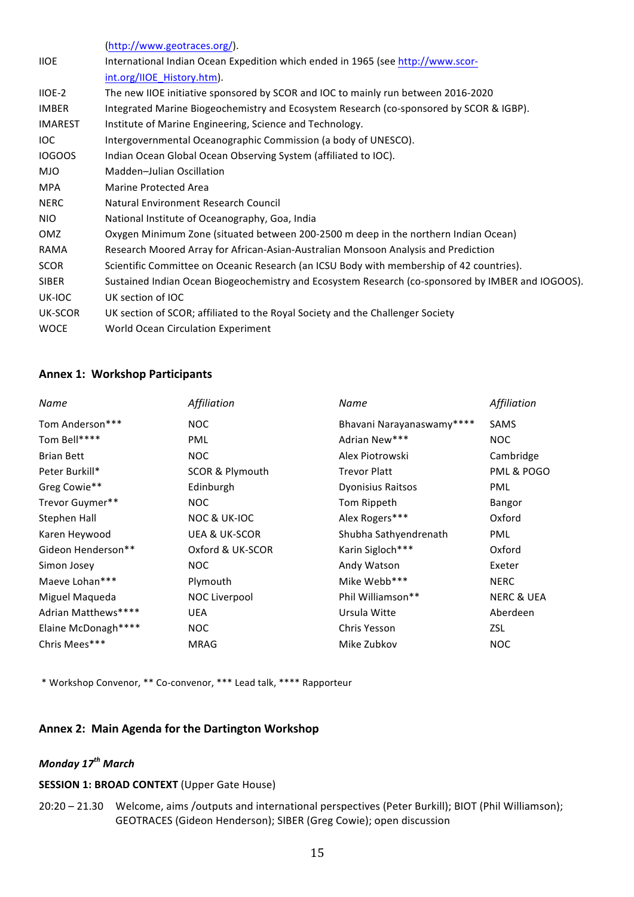| | |
|---|---|
| | (http://www.geotraces.org/). |
| IIOE | International Indian Ocean Expedition which ended in 1965 (see http://www.scor-int.org/IIOE_History.htm). |
| IIOE-2 | The new IIOE initiative sponsored by SCOR and IOC to mainly run between 2016-2020 |
| IMBER | Integrated Marine Biogeochemistry and Ecosystem Research (co-sponsored by SCOR & IGBP). |
| IMAREST | Institute of Marine Engineering, Science and Technology. |
| IOC | Intergovernmental Oceanographic Commission (a body of UNESCO). |
| IOGOOS | Indian Ocean Global Ocean Observing System (affiliated to IOC). |
| MJO | Madden–Julian Oscillation |
| MPA | Marine Protected Area |
| NERC | Natural Environment Research Council |
| NIO | National Institute of Oceanography, Goa, India |
| OMZ | Oxygen Minimum Zone (situated between 200-2500 m deep in the northern Indian Ocean) |
| RAMA | Research Moored Array for African-Asian-Australian Monsoon Analysis and Prediction |
| SCOR | Scientific Committee on Oceanic Research (an ICSU Body with membership of 42 countries). |
| SIBER | Sustained Indian Ocean Biogeochemistry and Ecosystem Research (co-sponsored by IMBER and IOGOOS). |
| UK-IOC | UK section of IOC |
| UK-SCOR | UK section of SCOR; affiliated to the Royal Society and the Challenger Society |
| WOCE | World Ocean Circulation Experiment |

## Annex 1: Workshop Participants

| *Name* | *Affiliation* | *Name* | *Affiliation* |
|---|---|---|---|
| Tom Anderson*** | NOC | Bhavani Narayanaswamy**** | SAMS |
| Tom Bell**** | PML | Adrian New*** | NOC |
| Brian Bett | NOC | Alex Piotrowski | Cambridge |
| Peter Burkill* | SCOR & Plymouth | Trevor Platt | PML & POGO |
| Greg Cowie** | Edinburgh | Dyonisius Raitsos | PML |
| Trevor Guymer** | NOC | Tom Rippeth | Bangor |
| Stephen Hall | NOC & UK-IOC | Alex Rogers*** | Oxford |
| Karen Heywood | UEA & UK-SCOR | Shubha Sathyendrenath | PML |
| Gideon Henderson** | Oxford & UK-SCOR | Karin Sigloch*** | Oxford |
| Simon Josey | NOC | Andy Watson | Exeter |
| Maeve Lohan*** | Plymouth | Mike Webb*** | NERC |
| Miguel Maqueda | NOC Liverpool | Phil Williamson** | NERC & UEA |
| Adrian Matthews**** | UEA | Ursula Witte | Aberdeen |
| Elaine McDonagh**** | NOC | Chris Yesson | ZSL |
| Chris Mees*** | MRAG | Mike Zubkov | NOC |

\* Workshop Convenor, ** Co-convenor, *** Lead talk, **** Rapporteur

## Annex 2: Main Agenda for the Dartington Workshop

### *Monday 17th March*

**SESSION 1: BROAD CONTEXT** (Upper Gate House)

20:20 – 21.30 Welcome, aims /outputs and international perspectives (Peter Burkill); BIOT (Phil Williamson); GEOTRACES (Gideon Henderson); SIBER (Greg Cowie); open discussion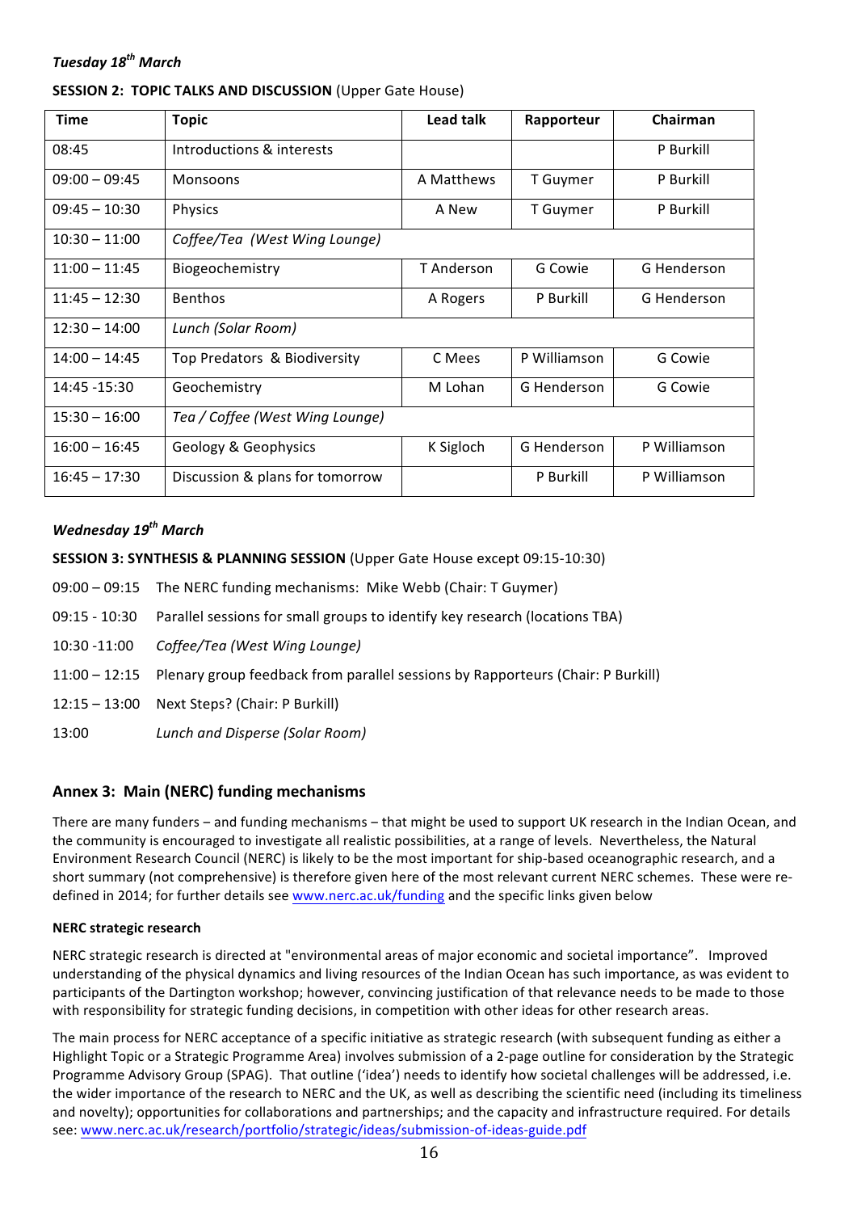***Tuesday 18th March***

**SESSION 2: TOPIC TALKS AND DISCUSSION** (Upper Gate House)

| Time | Topic | Lead talk | Rapporteur | Chairman |
|---|---|---|---|---|
| 08:45 | Introductions & interests | | | P Burkill |
| 09:00 – 09:45 | Monsoons | A Matthews | T Guymer | P Burkill |
| 09:45 – 10:30 | Physics | A New | T Guymer | P Burkill |
| 10:30 – 11:00 | *Coffee/Tea (West Wing Lounge)* | | | |
| 11:00 – 11:45 | Biogeochemistry | T Anderson | G Cowie | G Henderson |
| 11:45 – 12:30 | Benthos | A Rogers | P Burkill | G Henderson |
| 12:30 – 14:00 | *Lunch (Solar Room)* | | | |
| 14:00 – 14:45 | Top Predators & Biodiversity | C Mees | P Williamson | G Cowie |
| 14:45 -15:30 | Geochemistry | M Lohan | G Henderson | G Cowie |
| 15:30 – 16:00 | *Tea / Coffee (West Wing Lounge)* | | | |
| 16:00 – 16:45 | Geology & Geophysics | K Sigloch | G Henderson | P Williamson |
| 16:45 – 17:30 | Discussion & plans for tomorrow | | P Burkill | P Williamson |

***Wednesday 19th March***

**SESSION 3: SYNTHESIS & PLANNING SESSION** (Upper Gate House except 09:15-10:30)

09:00 – 09:15 The NERC funding mechanisms: Mike Webb (Chair: T Guymer)

09:15 - 10:30 Parallel sessions for small groups to identify key research (locations TBA)

10:30 -11:00 *Coffee/Tea (West Wing Lounge)*

11:00 – 12:15 Plenary group feedback from parallel sessions by Rapporteurs (Chair: P Burkill)

12:15 – 13:00 Next Steps? (Chair: P Burkill)

13:00 *Lunch and Disperse (Solar Room)*

## Annex 3: Main (NERC) funding mechanisms

There are many funders – and funding mechanisms – that might be used to support UK research in the Indian Ocean, and the community is encouraged to investigate all realistic possibilities, at a range of levels. Nevertheless, the Natural Environment Research Council (NERC) is likely to be the most important for ship-based oceanographic research, and a short summary (not comprehensive) is therefore given here of the most relevant current NERC schemes. These were re-defined in 2014; for further details see www.nerc.ac.uk/funding and the specific links given below

#### NERC strategic research

NERC strategic research is directed at "environmental areas of major economic and societal importance". Improved understanding of the physical dynamics and living resources of the Indian Ocean has such importance, as was evident to participants of the Dartington workshop; however, convincing justification of that relevance needs to be made to those with responsibility for strategic funding decisions, in competition with other ideas for other research areas.

The main process for NERC acceptance of a specific initiative as strategic research (with subsequent funding as either a Highlight Topic or a Strategic Programme Area) involves submission of a 2-page outline for consideration by the Strategic Programme Advisory Group (SPAG). That outline ('idea') needs to identify how societal challenges will be addressed, i.e. the wider importance of the research to NERC and the UK, as well as describing the scientific need (including its timeliness and novelty); opportunities for collaborations and partnerships; and the capacity and infrastructure required. For details see: www.nerc.ac.uk/research/portfolio/strategic/ideas/submission-of-ideas-guide.pdf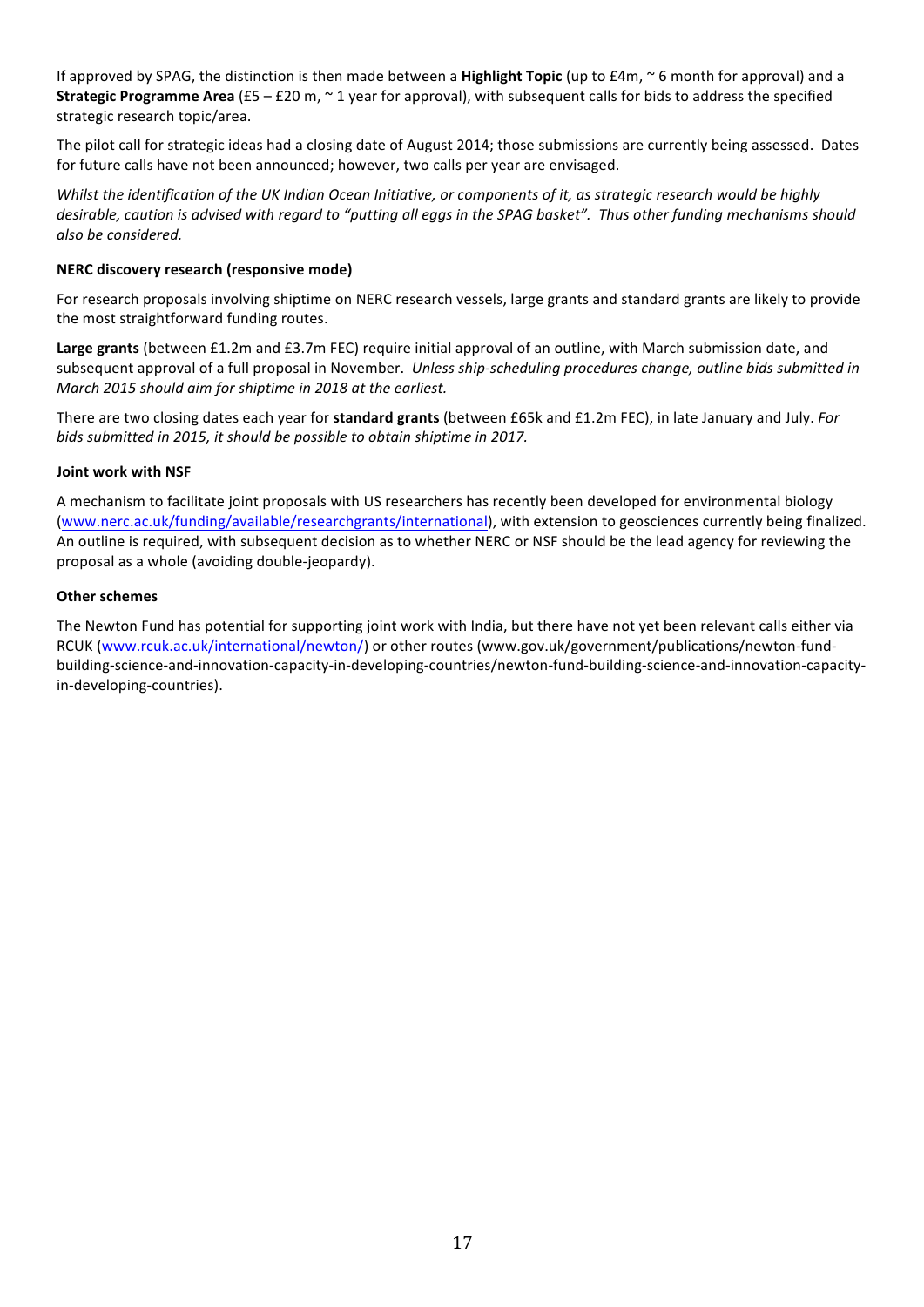If approved by SPAG, the distinction is then made between a **Highlight Topic** (up to £4m, ~ 6 month for approval) and a **Strategic Programme Area** (£5 – £20 m, ~ 1 year for approval), with subsequent calls for bids to address the specified strategic research topic/area.

The pilot call for strategic ideas had a closing date of August 2014; those submissions are currently being assessed. Dates for future calls have not been announced; however, two calls per year are envisaged.

*Whilst the identification of the UK Indian Ocean Initiative, or components of it, as strategic research would be highly desirable, caution is advised with regard to "putting all eggs in the SPAG basket". Thus other funding mechanisms should also be considered.*

**NERC discovery research (responsive mode)**

For research proposals involving shiptime on NERC research vessels, large grants and standard grants are likely to provide the most straightforward funding routes.

**Large grants** (between £1.2m and £3.7m FEC) require initial approval of an outline, with March submission date, and subsequent approval of a full proposal in November. *Unless ship-scheduling procedures change, outline bids submitted in March 2015 should aim for shiptime in 2018 at the earliest.*

There are two closing dates each year for **standard grants** (between £65k and £1.2m FEC), in late January and July. *For bids submitted in 2015, it should be possible to obtain shiptime in 2017.*

**Joint work with NSF**

A mechanism to facilitate joint proposals with US researchers has recently been developed for environmental biology (www.nerc.ac.uk/funding/available/researchgrants/international), with extension to geosciences currently being finalized. An outline is required, with subsequent decision as to whether NERC or NSF should be the lead agency for reviewing the proposal as a whole (avoiding double-jeopardy).

**Other schemes**

The Newton Fund has potential for supporting joint work with India, but there have not yet been relevant calls either via RCUK (www.rcuk.ac.uk/international/newton/) or other routes (www.gov.uk/government/publications/newton-fund-building-science-and-innovation-capacity-in-developing-countries/newton-fund-building-science-and-innovation-capacity-in-developing-countries).